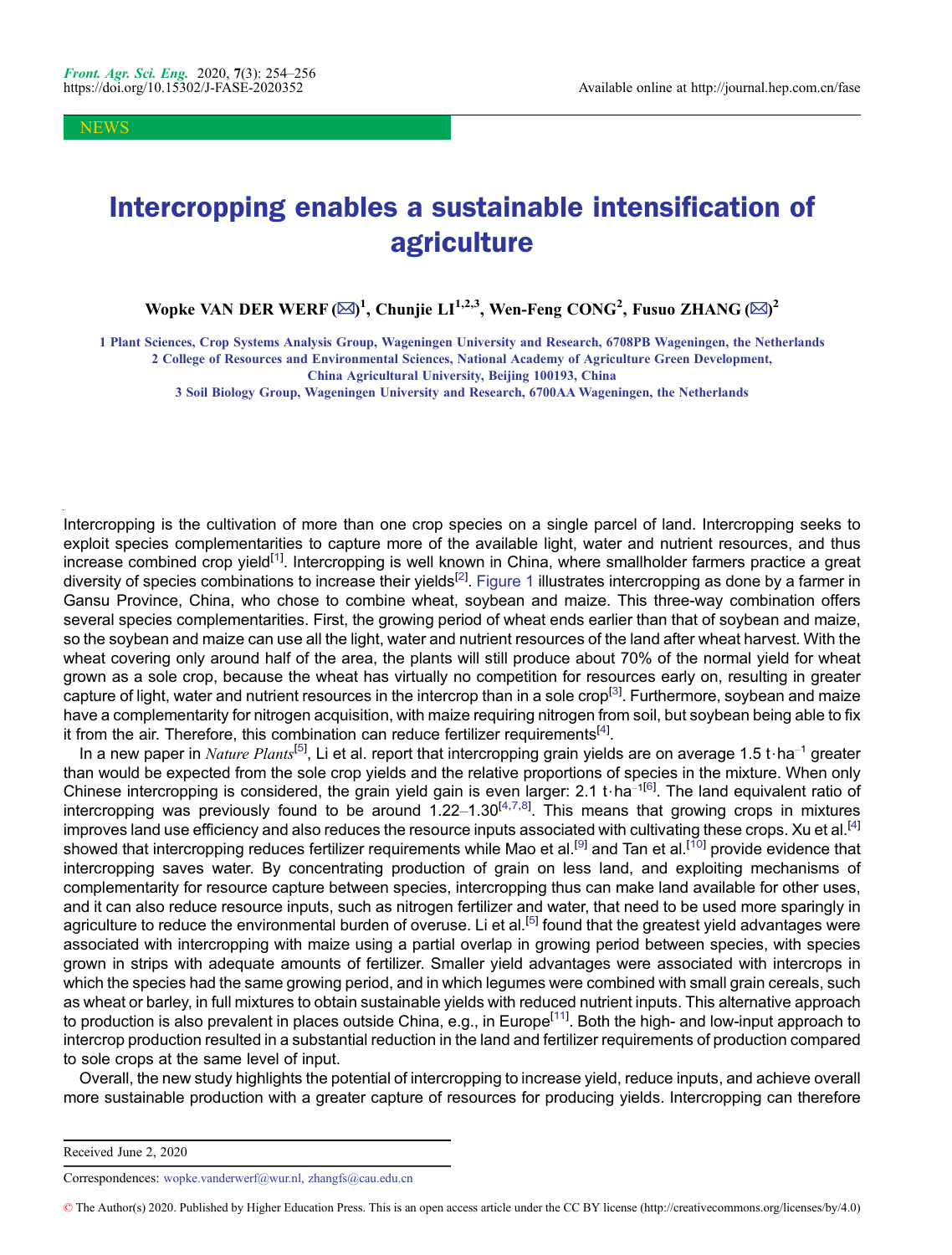NEWS

# Intercropping enables a sustainable intensification of agriculture

**Wopke VAN DER WERF (✉)[1], Chunjie LI[1,2,3], Wen-Feng CONG[2], Fusuo ZHANG (✉)[2]**

1 Plant Sciences, Crop Systems Analysis Group, Wageningen University and Research, 6708PB Wageningen, the Netherlands
2 College of Resources and Environmental Sciences, National Academy of Agriculture Green Development, China Agricultural University, Beijing 100193, China
3 Soil Biology Group, Wageningen University and Research, 6700AA Wageningen, the Netherlands

Intercropping is the cultivation of more than one crop species on a single parcel of land. Intercropping seeks to exploit species complementarities to capture more of the available light, water and nutrient resources, and thus increase combined crop yield[1]. Intercropping is well known in China, where smallholder farmers practice a great diversity of species combinations to increase their yields[2]. Figure 1 illustrates intercropping as done by a farmer in Gansu Province, China, who chose to combine wheat, soybean and maize. This three-way combination offers several species complementarities. First, the growing period of wheat ends earlier than that of soybean and maize, so the soybean and maize can use all the light, water and nutrient resources of the land after wheat harvest. With the wheat covering only around half of the area, the plants will still produce about 70% of the normal yield for wheat grown as a sole crop, because the wheat has virtually no competition for resources early on, resulting in greater capture of light, water and nutrient resources in the intercrop than in a sole crop[3]. Furthermore, soybean and maize have a complementarity for nitrogen acquisition, with maize requiring nitrogen from soil, but soybean being able to fix it from the air. Therefore, this combination can reduce fertilizer requirements[4].

In a new paper in *Nature Plants*[5], Li et al. report that intercropping grain yields are on average 1.5 $t \cdot ha^{-1}$ greater than would be expected from the sole crop yields and the relative proportions of species in the mixture. When only Chinese intercropping is considered, the grain yield gain is even larger: 2.1 $t \cdot ha^{-1}$[6]. The land equivalent ratio of intercropping was previously found to be around 1.22–1.30[4,7,8]. This means that growing crops in mixtures improves land use efficiency and also reduces the resource inputs associated with cultivating these crops. Xu et al.[4] showed that intercropping reduces fertilizer requirements while Mao et al.[9] and Tan et al.[10] provide evidence that intercropping saves water. By concentrating production of grain on less land, and exploiting mechanisms of complementarity for resource capture between species, intercropping thus can make land available for other uses, and it can also reduce resource inputs, such as nitrogen fertilizer and water, that need to be used more sparingly in agriculture to reduce the environmental burden of overuse. Li et al.[5] found that the greatest yield advantages were associated with intercropping with maize using a partial overlap in growing period between species, with species grown in strips with adequate amounts of fertilizer. Smaller yield advantages were associated with intercrops in which the species had the same growing period, and in which legumes were combined with small grain cereals, such as wheat or barley, in full mixtures to obtain sustainable yields with reduced nutrient inputs. This alternative approach to production is also prevalent in places outside China, e.g., in Europe[11]. Both the high- and low-input approach to intercrop production resulted in a substantial reduction in the land and fertilizer requirements of production compared to sole crops at the same level of input.

Overall, the new study highlights the potential of intercropping to increase yield, reduce inputs, and achieve overall more sustainable production with a greater capture of resources for producing yields. Intercropping can therefore

Received June 2, 2020

Correspondences: wopke.vanderwerf@wur.nl, zhangfs@cau.edu.cn

© The Author(s) 2020. Published by Higher Education Press. This is an open access article under the CC BY license (http://creativecommons.org/licenses/by/4.0)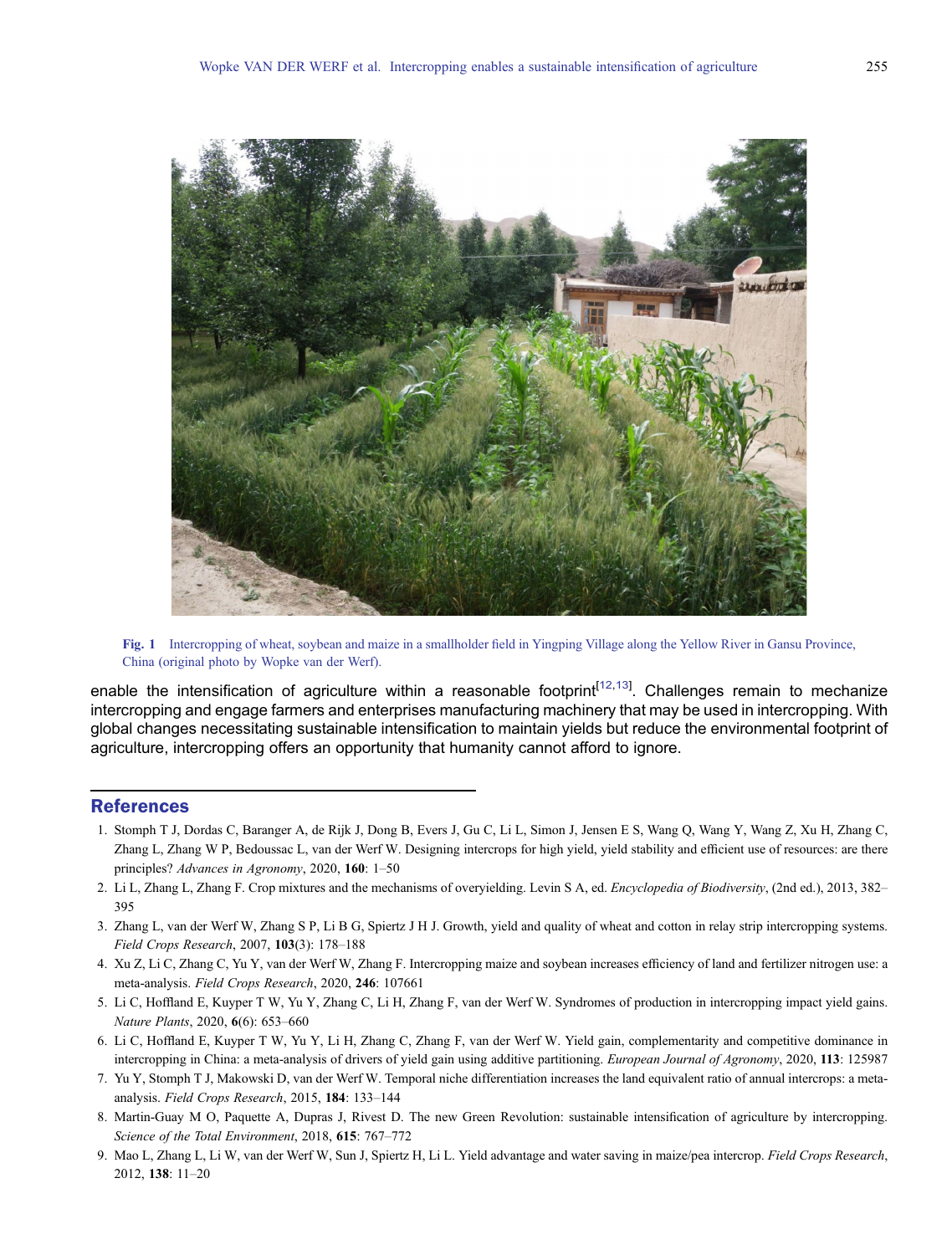Fig. 1 Intercropping of wheat, soybean and maize in a smallholder field in Yingping Village along the Yellow River in Gansu Province, China (original photo by Wopke van der Werf).

enable the intensification of agriculture within a reasonable footprint[12,13]. Challenges remain to mechanize intercropping and engage farmers and enterprises manufacturing machinery that may be used in intercropping. With global changes necessitating sustainable intensification to maintain yields but reduce the environmental footprint of agriculture, intercropping offers an opportunity that humanity cannot afford to ignore.

## References

1. Stomph T J, Dordas C, Baranger A, de Rijk J, Dong B, Evers J, Gu C, Li L, Simon J, Jensen E S, Wang Q, Wang Y, Wang Z, Xu H, Zhang C, Zhang L, Zhang W P, Bedoussac L, van der Werf W. Designing intercrops for high yield, yield stability and efficient use of resources: are there principles? *Advances in Agronomy*, 2020, **160**: 1–50
2. Li L, Zhang L, Zhang F. Crop mixtures and the mechanisms of overyielding. Levin S A, ed. *Encyclopedia of Biodiversity*, (2nd ed.), 2013, 382–395
3. Zhang L, van der Werf W, Zhang S P, Li B G, Spiertz J H J. Growth, yield and quality of wheat and cotton in relay strip intercropping systems. *Field Crops Research*, 2007, **103**(3): 178–188
4. Xu Z, Li C, Zhang C, Yu Y, van der Werf W, Zhang F. Intercropping maize and soybean increases efficiency of land and fertilizer nitrogen use: a meta-analysis. *Field Crops Research*, 2020, **246**: 107661
5. Li C, Hoffland E, Kuyper T W, Yu Y, Zhang C, Li H, Zhang F, van der Werf W. Syndromes of production in intercropping impact yield gains. *Nature Plants*, 2020, **6**(6): 653–660
6. Li C, Hoffland E, Kuyper T W, Yu Y, Li H, Zhang C, Zhang F, van der Werf W. Yield gain, complementarity and competitive dominance in intercropping in China: a meta-analysis of drivers of yield gain using additive partitioning. *European Journal of Agronomy*, 2020, **113**: 125987
7. Yu Y, Stomph T J, Makowski D, van der Werf W. Temporal niche differentiation increases the land equivalent ratio of annual intercrops: a meta-analysis. *Field Crops Research*, 2015, **184**: 133–144
8. Martin-Guay M O, Paquette A, Dupras J, Rivest D. The new Green Revolution: sustainable intensification of agriculture by intercropping. *Science of the Total Environment*, 2018, **615**: 767–772
9. Mao L, Zhang L, Li W, van der Werf W, Sun J, Spiertz H, Li L. Yield advantage and water saving in maize/pea intercrop. *Field Crops Research*, 2012, **138**: 11–20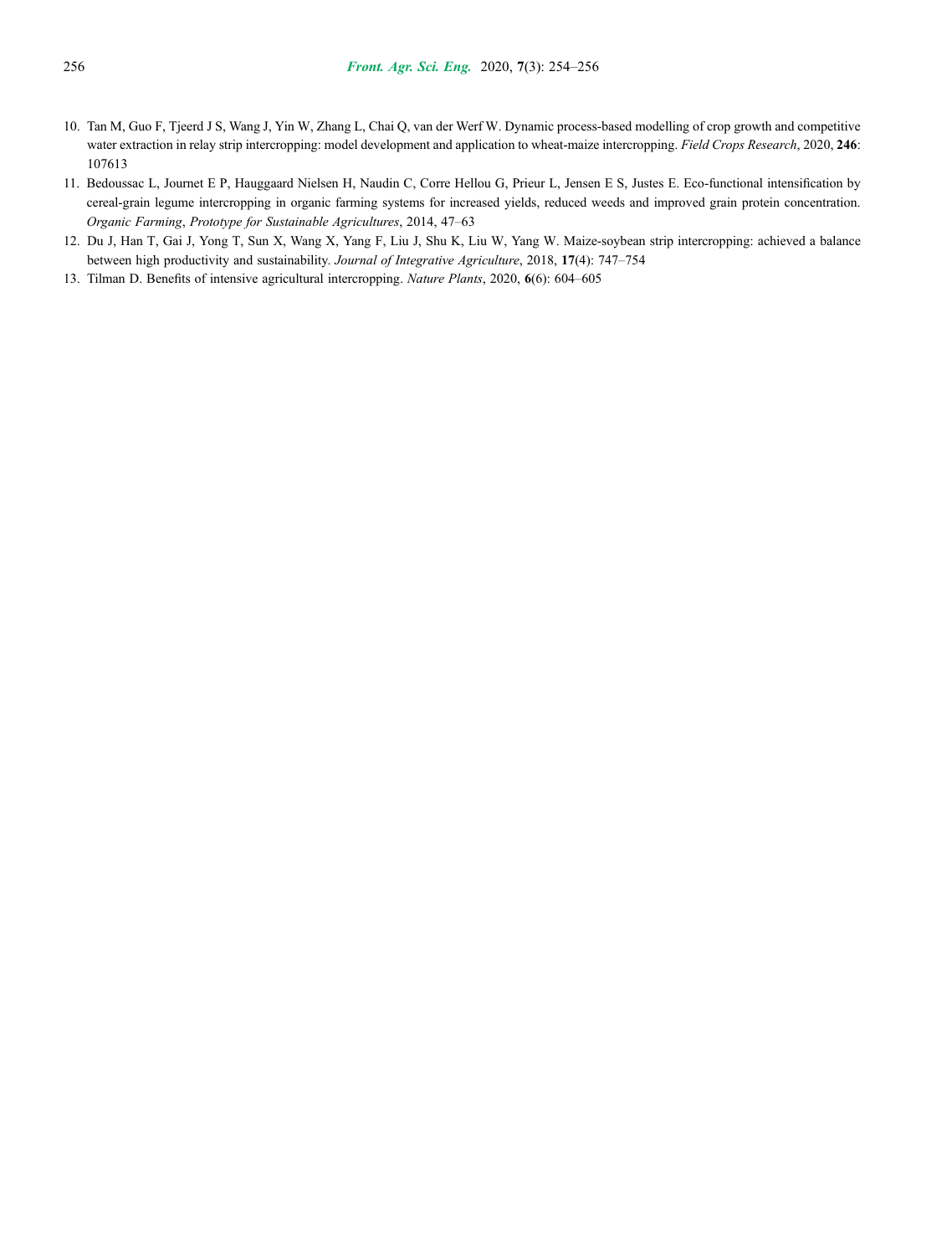10. Tan M, Guo F, Tjeerd J S, Wang J, Yin W, Zhang L, Chai Q, van der Werf W. Dynamic process-based modelling of crop growth and competitive water extraction in relay strip intercropping: model development and application to wheat-maize intercropping. *Field Crops Research*, 2020, **246**: 107613
11. Bedoussac L, Journet E P, Hauggaard Nielsen H, Naudin C, Corre Hellou G, Prieur L, Jensen E S, Justes E. Eco-functional intensification by cereal-grain legume intercropping in organic farming systems for increased yields, reduced weeds and improved grain protein concentration. *Organic Farming*, *Prototype for Sustainable Agricultures*, 2014, 47–63
12. Du J, Han T, Gai J, Yong T, Sun X, Wang X, Yang F, Liu J, Shu K, Liu W, Yang W. Maize-soybean strip intercropping: achieved a balance between high productivity and sustainability. *Journal of Integrative Agriculture*, 2018, **17**(4): 747–754
13. Tilman D. Benefits of intensive agricultural intercropping. *Nature Plants*, 2020, **6**(6): 604–605